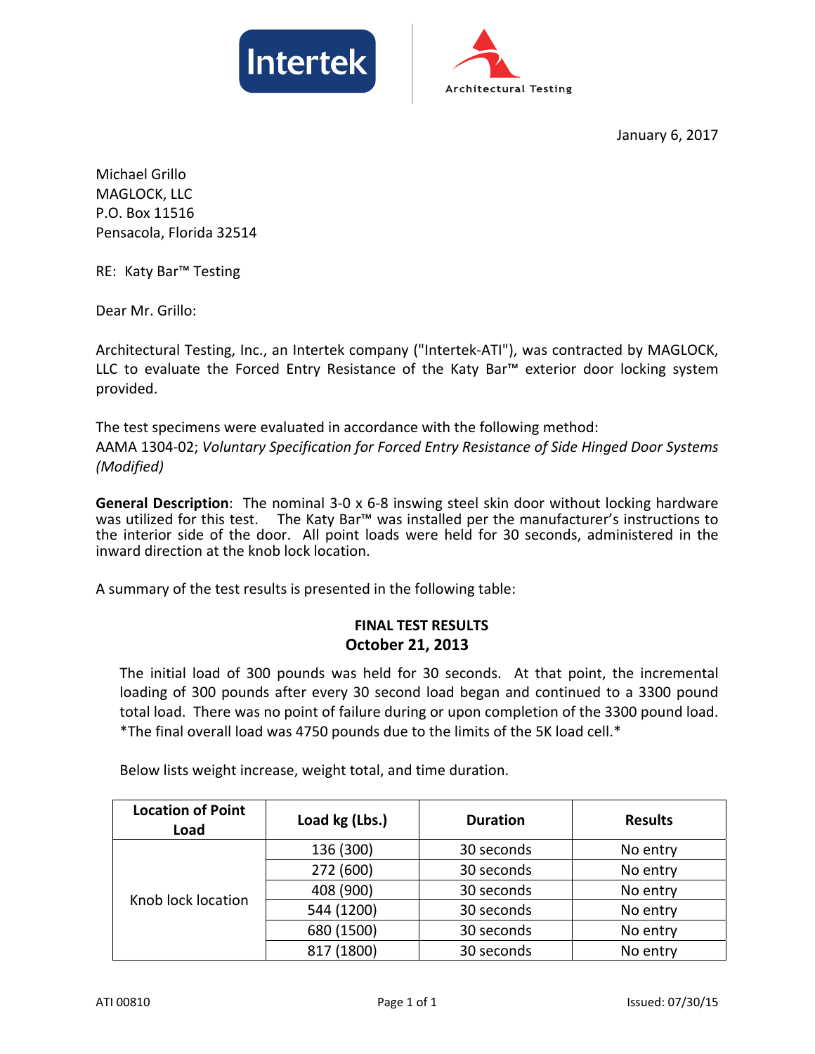Intertek | Architectural Testing

January 6, 2017

Michael Grillo
MAGLOCK, LLC
P.O. Box 11516
Pensacola, Florida 32514

RE: Katy Bar™ Testing

Dear Mr. Grillo:

Architectural Testing, Inc., an Intertek company ("Intertek-ATI"), was contracted by MAGLOCK, LLC to evaluate the Forced Entry Resistance of the Katy Bar™ exterior door locking system provided.

The test specimens were evaluated in accordance with the following method:
AAMA 1304-02; *Voluntary Specification for Forced Entry Resistance of Side Hinged Door Systems (Modified)*

**General Description**: The nominal 3-0 x 6-8 inswing steel skin door without locking hardware was utilized for this test. The Katy Bar™ was installed per the manufacturer's instructions to the interior side of the door. All point loads were held for 30 seconds, administered in the inward direction at the knob lock location.

A summary of the test results is presented in the following table:

**FINAL TEST RESULTS**
**October 21, 2013**

The initial load of 300 pounds was held for 30 seconds. At that point, the incremental loading of 300 pounds after every 30 second load began and continued to a 3300 pound total load. There was no point of failure during or upon completion of the 3300 pound load. *The final overall load was 4750 pounds due to the limits of the 5K load cell.*

Below lists weight increase, weight total, and time duration.

| Location of Point Load | Load kg (Lbs.) | Duration | Results |
| --- | --- | --- | --- |
| Knob lock location | 136 (300) | 30 seconds | No entry |
| | 272 (600) | 30 seconds | No entry |
| | 408 (900) | 30 seconds | No entry |
| | 544 (1200) | 30 seconds | No entry |
| | 680 (1500) | 30 seconds | No entry |
| | 817 (1800) | 30 seconds | No entry |

ATI 00810 Issued: 07/30/15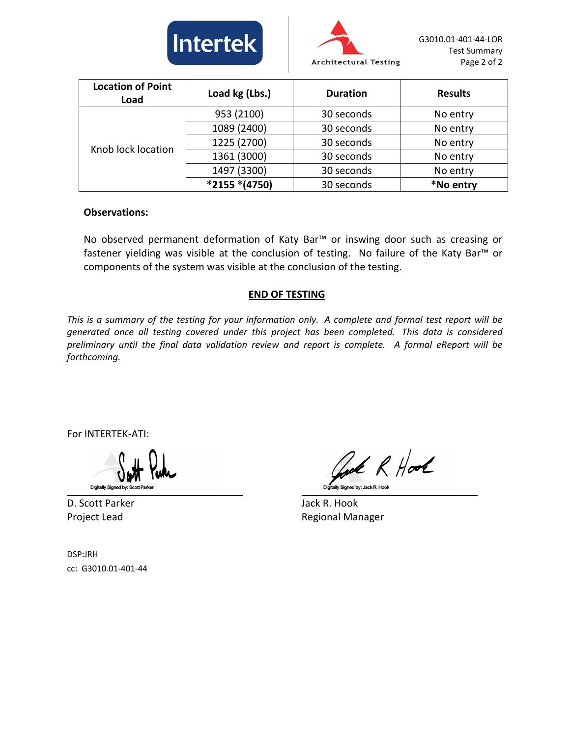| Location of Point Load | Load kg (Lbs.) | Duration | Results |
|---|---|---|---|
| Knob lock location | 953 (2100) | 30 seconds | No entry |
| | 1089 (2400) | 30 seconds | No entry |
| | 1225 (2700) | 30 seconds | No entry |
| | 1361 (3000) | 30 seconds | No entry |
| | 1497 (3300) | 30 seconds | No entry |
| | **\*2155 \*(4750)** | 30 seconds | **\*No entry** |

**Observations:**

No observed permanent deformation of Katy Bar™ or inswing door such as creasing or fastener yielding was visible at the conclusion of testing. No failure of the Katy Bar™ or components of the system was visible at the conclusion of the testing.

**<u>END OF TESTING</u>**

*This is a summary of the testing for your information only. A complete and formal test report will be generated once all testing covered under this project has been completed. This data is considered preliminary until the final data validation review and report is complete. A formal eReport will be forthcoming.*

For INTERTEK-ATI:

Digitally Signed by: Scott Parker

D. Scott Parker
Project Lead

Digitally Signed by: Jack R. Hook

Jack R. Hook
Regional Manager

DSP:JRH
cc: G3010.01-401-44